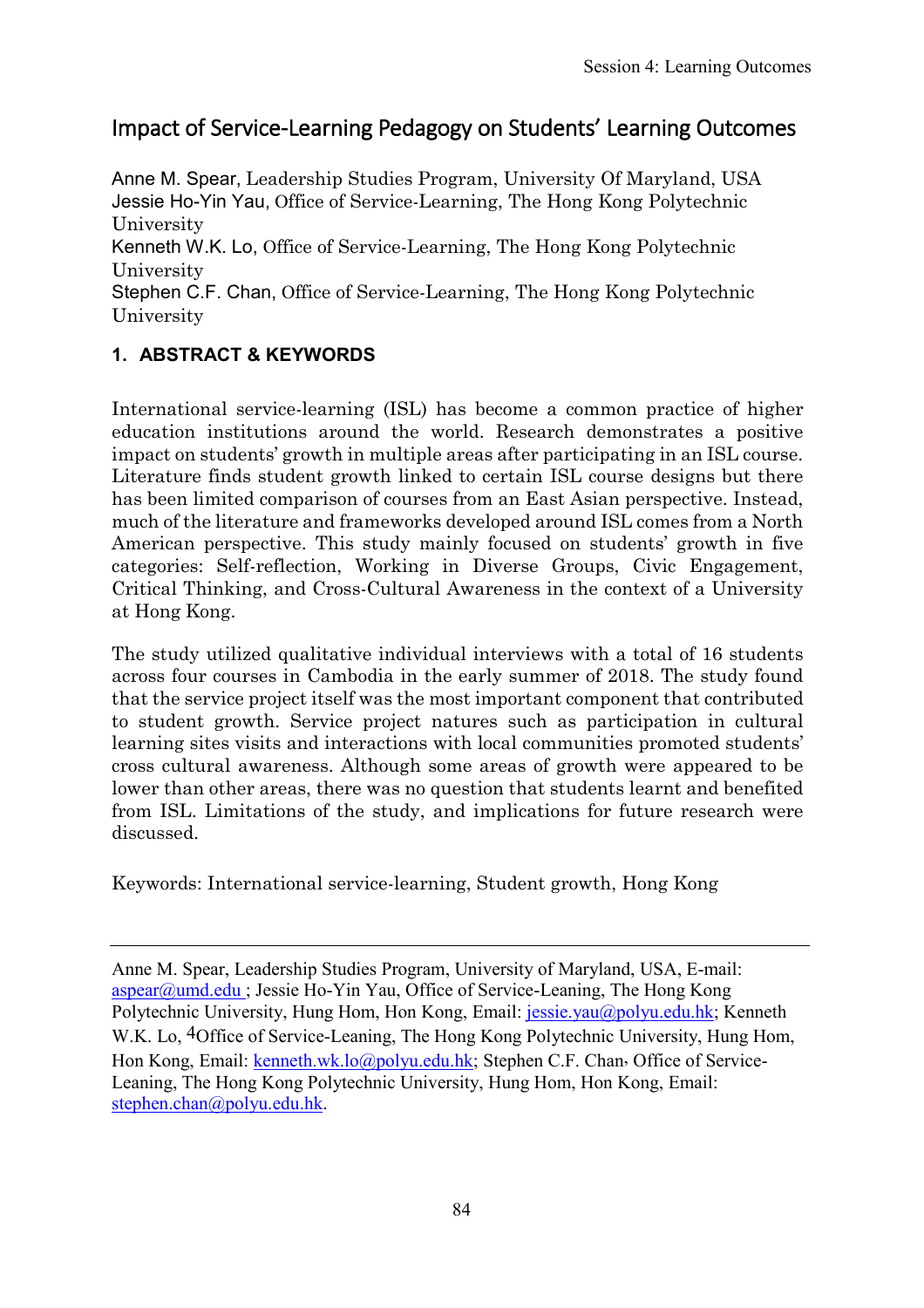# Impact of Service-Learning Pedagogy on Students' Learning Outcomes

Anne M. Spear, Leadership Studies Program, University Of Maryland, USA
Jessie Ho-Yin Yau, Office of Service-Learning, The Hong Kong Polytechnic University
Kenneth W.K. Lo, Office of Service-Learning, The Hong Kong Polytechnic University
Stephen C.F. Chan, Office of Service-Learning, The Hong Kong Polytechnic University

## 1. ABSTRACT & KEYWORDS

International service-learning (ISL) has become a common practice of higher education institutions around the world. Research demonstrates a positive impact on students' growth in multiple areas after participating in an ISL course. Literature finds student growth linked to certain ISL course designs but there has been limited comparison of courses from an East Asian perspective. Instead, much of the literature and frameworks developed around ISL comes from a North American perspective. This study mainly focused on students' growth in five categories: Self-reflection, Working in Diverse Groups, Civic Engagement, Critical Thinking, and Cross-Cultural Awareness in the context of a University at Hong Kong.

The study utilized qualitative individual interviews with a total of 16 students across four courses in Cambodia in the early summer of 2018. The study found that the service project itself was the most important component that contributed to student growth. Service project natures such as participation in cultural learning sites visits and interactions with local communities promoted students' cross cultural awareness. Although some areas of growth were appeared to be lower than other areas, there was no question that students learnt and benefited from ISL. Limitations of the study, and implications for future research were discussed.

Keywords: International service-learning, Student growth, Hong Kong

---

Anne M. Spear, Leadership Studies Program, University of Maryland, USA, E-mail: aspear@umd.edu ; Jessie Ho-Yin Yau, Office of Service-Leaning, The Hong Kong Polytechnic University, Hung Hom, Hon Kong, Email: jessie.yau@polyu.edu.hk; Kenneth W.K. Lo, [4]Office of Service-Leaning, The Hong Kong Polytechnic University, Hung Hom, Hon Kong, Email: kenneth.wk.lo@polyu.edu.hk; Stephen C.F. Chan, Office of Service-Leaning, The Hong Kong Polytechnic University, Hung Hom, Hon Kong, Email: stephen.chan@polyu.edu.hk.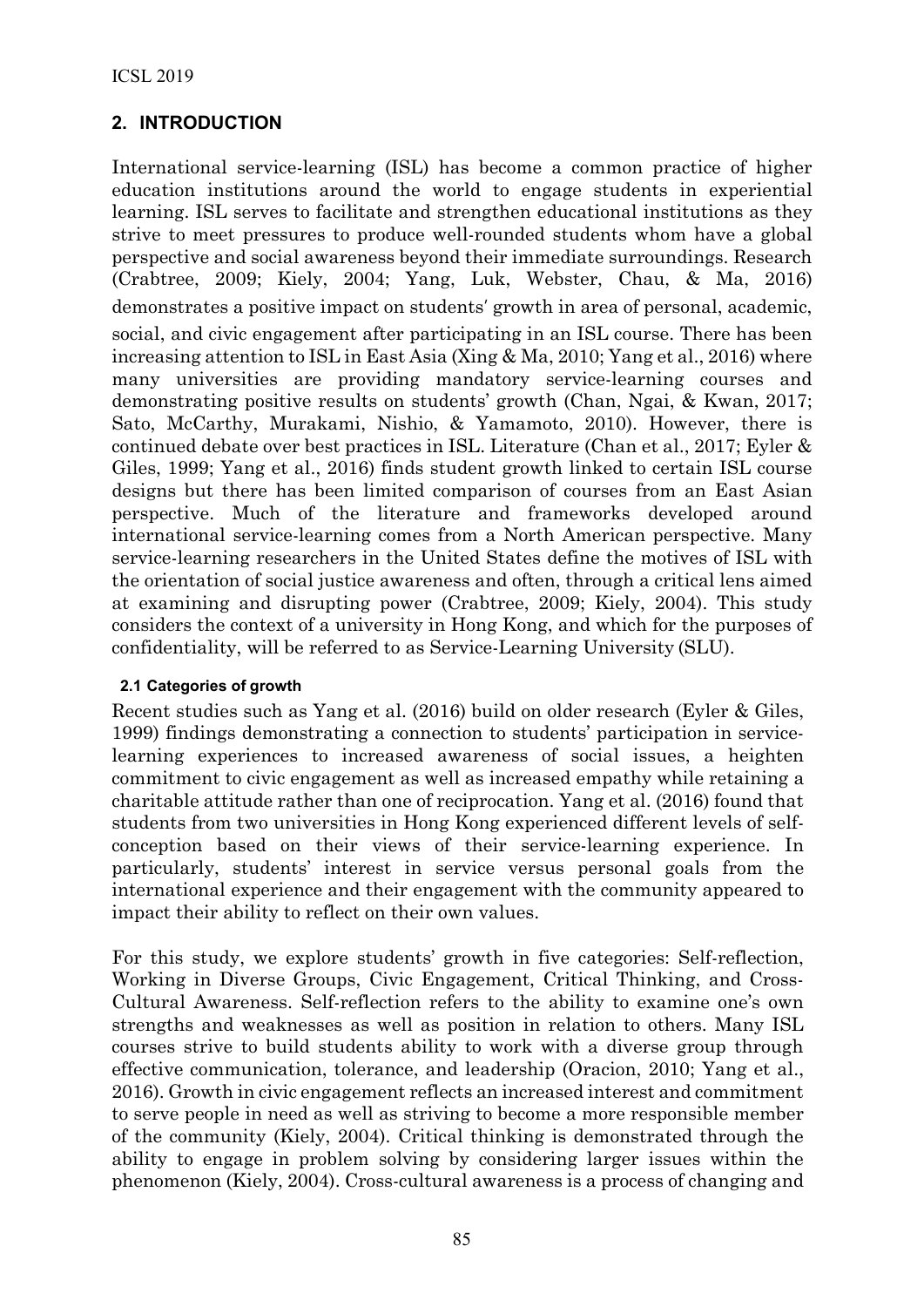## 2. INTRODUCTION

International service-learning (ISL) has become a common practice of higher education institutions around the world to engage students in experiential learning. ISL serves to facilitate and strengthen educational institutions as they strive to meet pressures to produce well-rounded students whom have a global perspective and social awareness beyond their immediate surroundings. Research (Crabtree, 2009; Kiely, 2004; Yang, Luk, Webster, Chau, & Ma, 2016) demonstrates a positive impact on students' growth in area of personal, academic, social, and civic engagement after participating in an ISL course. There has been increasing attention to ISL in East Asia (Xing & Ma, 2010; Yang et al., 2016) where many universities are providing mandatory service-learning courses and demonstrating positive results on students' growth (Chan, Ngai, & Kwan, 2017; Sato, McCarthy, Murakami, Nishio, & Yamamoto, 2010). However, there is continued debate over best practices in ISL. Literature (Chan et al., 2017; Eyler & Giles, 1999; Yang et al., 2016) finds student growth linked to certain ISL course designs but there has been limited comparison of courses from an East Asian perspective. Much of the literature and frameworks developed around international service-learning comes from a North American perspective. Many service-learning researchers in the United States define the motives of ISL with the orientation of social justice awareness and often, through a critical lens aimed at examining and disrupting power (Crabtree, 2009; Kiely, 2004). This study considers the context of a university in Hong Kong, and which for the purposes of confidentiality, will be referred to as Service-Learning University (SLU).

### 2.1 Categories of growth

Recent studies such as Yang et al. (2016) build on older research (Eyler & Giles, 1999) findings demonstrating a connection to students' participation in service-learning experiences to increased awareness of social issues, a heighten commitment to civic engagement as well as increased empathy while retaining a charitable attitude rather than one of reciprocation. Yang et al. (2016) found that students from two universities in Hong Kong experienced different levels of self-conception based on their views of their service-learning experience. In particularly, students' interest in service versus personal goals from the international experience and their engagement with the community appeared to impact their ability to reflect on their own values.

For this study, we explore students' growth in five categories: Self-reflection, Working in Diverse Groups, Civic Engagement, Critical Thinking, and Cross-Cultural Awareness. Self-reflection refers to the ability to examine one's own strengths and weaknesses as well as position in relation to others. Many ISL courses strive to build students ability to work with a diverse group through effective communication, tolerance, and leadership (Oracion, 2010; Yang et al., 2016). Growth in civic engagement reflects an increased interest and commitment to serve people in need as well as striving to become a more responsible member of the community (Kiely, 2004). Critical thinking is demonstrated through the ability to engage in problem solving by considering larger issues within the phenomenon (Kiely, 2004). Cross-cultural awareness is a process of changing and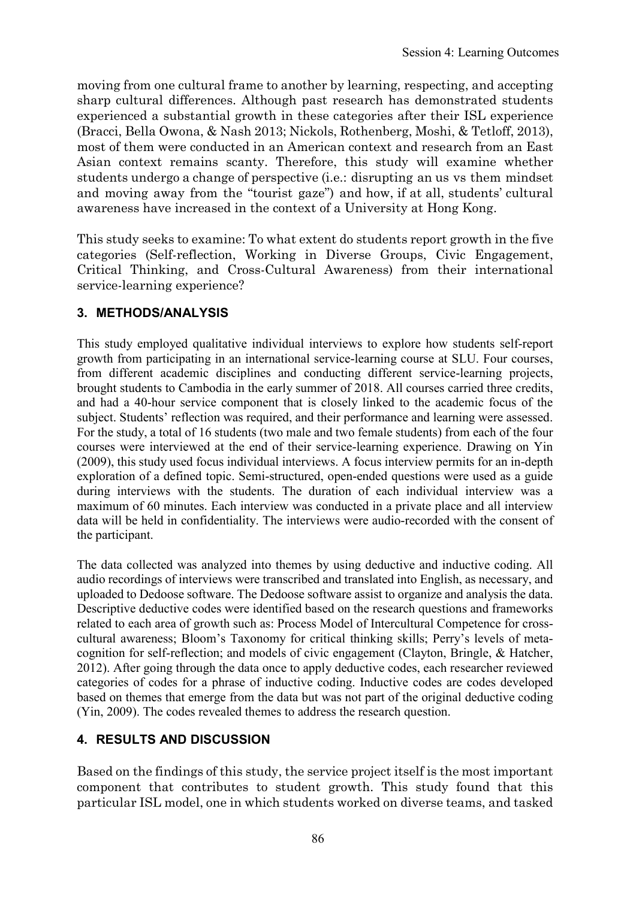moving from one cultural frame to another by learning, respecting, and accepting sharp cultural differences. Although past research has demonstrated students experienced a substantial growth in these categories after their ISL experience (Bracci, Bella Owona, & Nash 2013; Nickols, Rothenberg, Moshi, & Tetloff, 2013), most of them were conducted in an American context and research from an East Asian context remains scanty. Therefore, this study will examine whether students undergo a change of perspective (i.e.: disrupting an us vs them mindset and moving away from the "tourist gaze") and how, if at all, students' cultural awareness have increased in the context of a University at Hong Kong.

This study seeks to examine: To what extent do students report growth in the five categories (Self-reflection, Working in Diverse Groups, Civic Engagement, Critical Thinking, and Cross-Cultural Awareness) from their international service-learning experience?

## 3. METHODS/ANALYSIS

This study employed qualitative individual interviews to explore how students self-report growth from participating in an international service-learning course at SLU. Four courses, from different academic disciplines and conducting different service-learning projects, brought students to Cambodia in the early summer of 2018. All courses carried three credits, and had a 40-hour service component that is closely linked to the academic focus of the subject. Students' reflection was required, and their performance and learning were assessed. For the study, a total of 16 students (two male and two female students) from each of the four courses were interviewed at the end of their service-learning experience. Drawing on Yin (2009), this study used focus individual interviews. A focus interview permits for an in-depth exploration of a defined topic. Semi-structured, open-ended questions were used as a guide during interviews with the students. The duration of each individual interview was a maximum of 60 minutes. Each interview was conducted in a private place and all interview data will be held in confidentiality. The interviews were audio-recorded with the consent of the participant.

The data collected was analyzed into themes by using deductive and inductive coding. All audio recordings of interviews were transcribed and translated into English, as necessary, and uploaded to Dedoose software. The Dedoose software assist to organize and analysis the data. Descriptive deductive codes were identified based on the research questions and frameworks related to each area of growth such as: Process Model of Intercultural Competence for cross-cultural awareness; Bloom's Taxonomy for critical thinking skills; Perry's levels of meta-cognition for self-reflection; and models of civic engagement (Clayton, Bringle, & Hatcher, 2012). After going through the data once to apply deductive codes, each researcher reviewed categories of codes for a phrase of inductive coding. Inductive codes are codes developed based on themes that emerge from the data but was not part of the original deductive coding (Yin, 2009). The codes revealed themes to address the research question.

## 4. RESULTS AND DISCUSSION

Based on the findings of this study, the service project itself is the most important component that contributes to student growth. This study found that this particular ISL model, one in which students worked on diverse teams, and tasked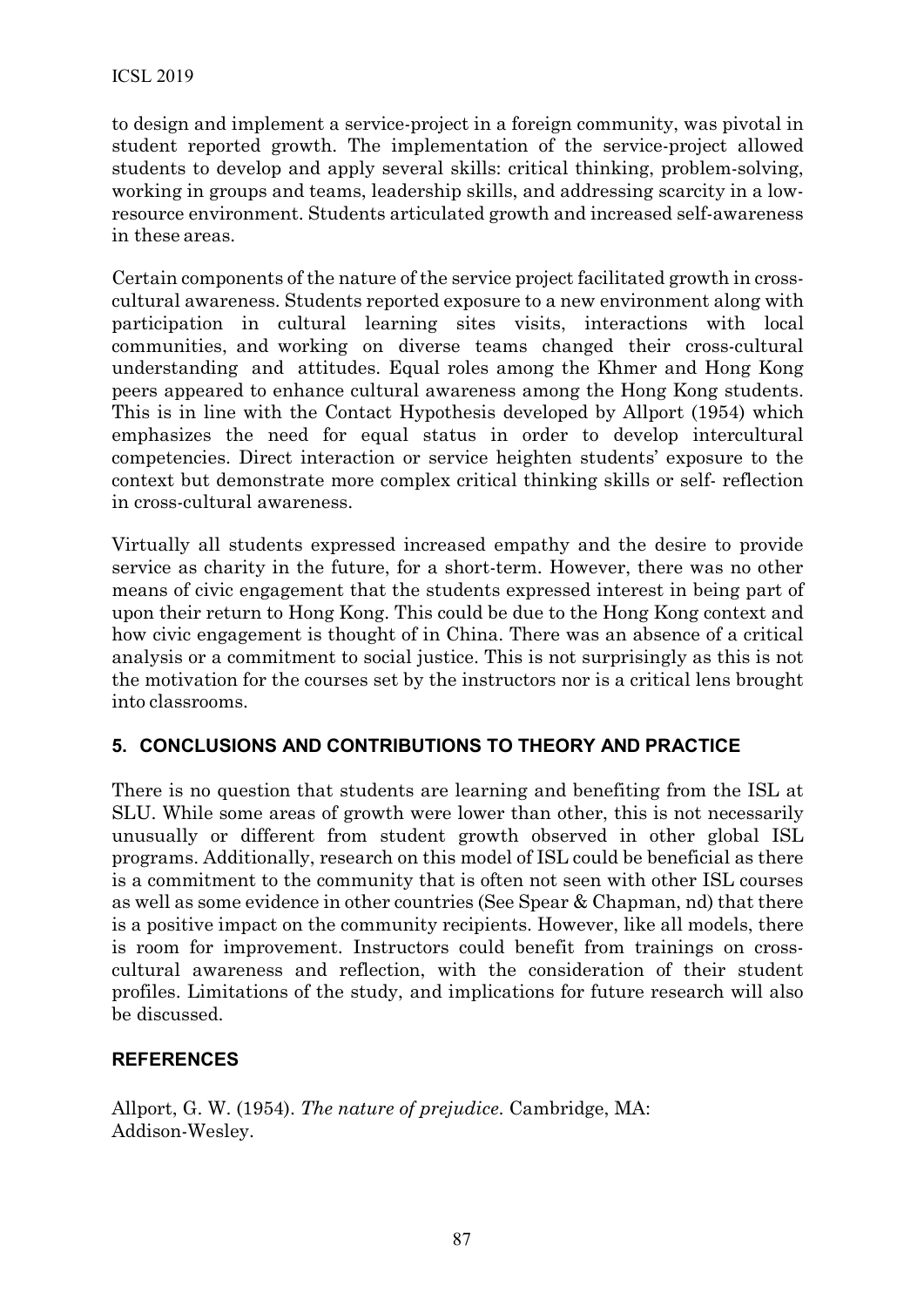to design and implement a service-project in a foreign community, was pivotal in student reported growth. The implementation of the service-project allowed students to develop and apply several skills: critical thinking, problem-solving, working in groups and teams, leadership skills, and addressing scarcity in a low-resource environment. Students articulated growth and increased self-awareness in these areas.

Certain components of the nature of the service project facilitated growth in cross-cultural awareness. Students reported exposure to a new environment along with participation in cultural learning sites visits, interactions with local communities, and working on diverse teams changed their cross-cultural understanding and attitudes. Equal roles among the Khmer and Hong Kong peers appeared to enhance cultural awareness among the Hong Kong students. This is in line with the Contact Hypothesis developed by Allport (1954) which emphasizes the need for equal status in order to develop intercultural competencies. Direct interaction or service heighten students' exposure to the context but demonstrate more complex critical thinking skills or self- reflection in cross-cultural awareness.

Virtually all students expressed increased empathy and the desire to provide service as charity in the future, for a short-term. However, there was no other means of civic engagement that the students expressed interest in being part of upon their return to Hong Kong. This could be due to the Hong Kong context and how civic engagement is thought of in China. There was an absence of a critical analysis or a commitment to social justice. This is not surprisingly as this is not the motivation for the courses set by the instructors nor is a critical lens brought into classrooms.

## 5. CONCLUSIONS AND CONTRIBUTIONS TO THEORY AND PRACTICE

There is no question that students are learning and benefiting from the ISL at SLU. While some areas of growth were lower than other, this is not necessarily unusually or different from student growth observed in other global ISL programs. Additionally, research on this model of ISL could be beneficial as there is a commitment to the community that is often not seen with other ISL courses as well as some evidence in other countries (See Spear & Chapman, nd) that there is a positive impact on the community recipients. However, like all models, there is room for improvement. Instructors could benefit from trainings on cross-cultural awareness and reflection, with the consideration of their student profiles. Limitations of the study, and implications for future research will also be discussed.

## REFERENCES

Allport, G. W. (1954). *The nature of prejudice.* Cambridge, MA: Addison-Wesley.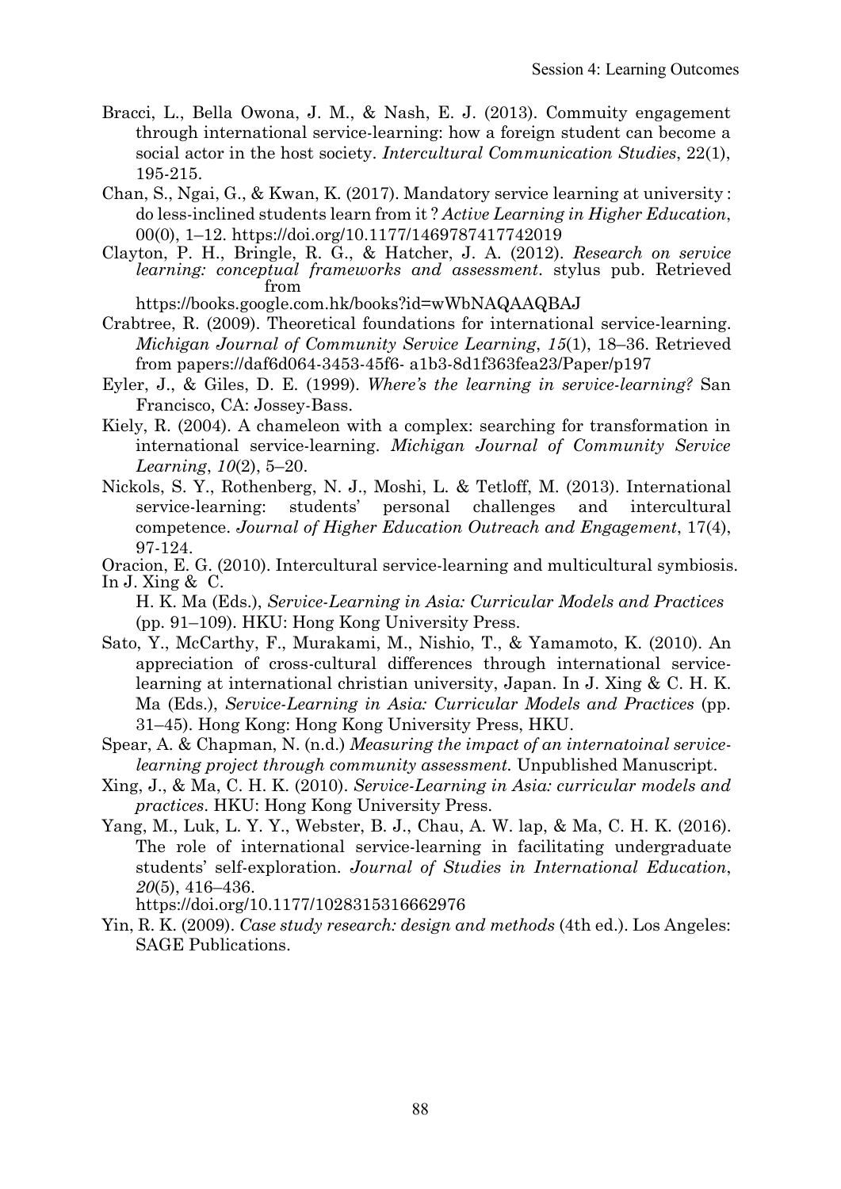Bracci, L., Bella Owona, J. M., & Nash, E. J. (2013). Commuity engagement through international service-learning: how a foreign student can become a social actor in the host society. *Intercultural Communication Studies*, 22(1), 195-215.

Chan, S., Ngai, G., & Kwan, K. (2017). Mandatory service learning at university : do less-inclined students learn from it ? *Active Learning in Higher Education*, 00(0), 1–12. https://doi.org/10.1177/1469787417742019

Clayton, P. H., Bringle, R. G., & Hatcher, J. A. (2012). *Research on service learning: conceptual frameworks and assessment*. stylus pub. Retrieved from https://books.google.com.hk/books?id=wWbNAQAAQBAJ

Crabtree, R. (2009). Theoretical foundations for international service-learning. *Michigan Journal of Community Service Learning*, *15*(1), 18–36. Retrieved from papers://daf6d064-3453-45f6- a1b3-8d1f363fea23/Paper/p197

Eyler, J., & Giles, D. E. (1999). *Where's the learning in service-learning?* San Francisco, CA: Jossey-Bass.

Kiely, R. (2004). A chameleon with a complex: searching for transformation in international service-learning. *Michigan Journal of Community Service Learning*, *10*(2), 5–20.

Nickols, S. Y., Rothenberg, N. J., Moshi, L. & Tetloff, M. (2013). International service-learning: students' personal challenges and intercultural competence. *Journal of Higher Education Outreach and Engagement*, 17(4), 97-124.

Oracion, E. G. (2010). Intercultural service-learning and multicultural symbiosis. In J. Xing & C. H. K. Ma (Eds.), *Service-Learning in Asia: Curricular Models and Practices* (pp. 91–109). HKU: Hong Kong University Press.

Sato, Y., McCarthy, F., Murakami, M., Nishio, T., & Yamamoto, K. (2010). An appreciation of cross-cultural differences through international service-learning at international christian university, Japan. In J. Xing & C. H. K. Ma (Eds.), *Service-Learning in Asia: Curricular Models and Practices* (pp. 31–45). Hong Kong: Hong Kong University Press, HKU.

Spear, A. & Chapman, N. (n.d.) *Measuring the impact of an internatoinal service-learning project through community assessment.* Unpublished Manuscript.

Xing, J., & Ma, C. H. K. (2010). *Service-Learning in Asia: curricular models and practices*. HKU: Hong Kong University Press.

Yang, M., Luk, L. Y. Y., Webster, B. J., Chau, A. W. lap, & Ma, C. H. K. (2016). The role of international service-learning in facilitating undergraduate students' self-exploration. *Journal of Studies in International Education*, *20*(5), 416–436. https://doi.org/10.1177/1028315316662976

Yin, R. K. (2009). *Case study research: design and methods* (4th ed.). Los Angeles: SAGE Publications.